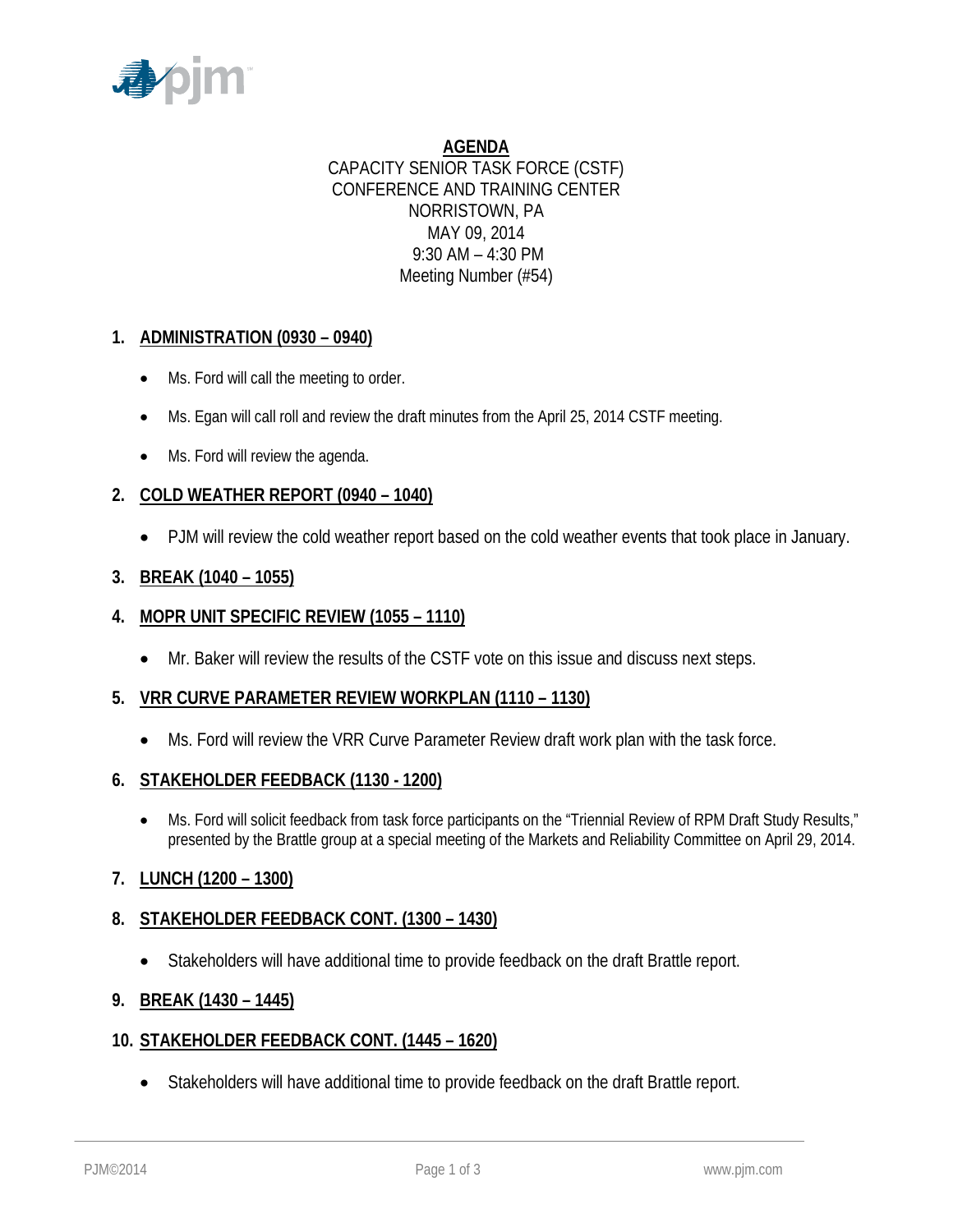# AGENDA

CAPACITY SENIOR TASK FORCE (CSTF)
CONFERENCE AND TRAINING CENTER
NORRISTOWN, PA
MAY 09, 2014
9:30 AM – 4:30 PM
Meeting Number (#54)

## 1. ADMINISTRATION (0930 – 0940)

- Ms. Ford will call the meeting to order.
- Ms. Egan will call roll and review the draft minutes from the April 25, 2014 CSTF meeting.
- Ms. Ford will review the agenda.

## 2. COLD WEATHER REPORT (0940 – 1040)

- PJM will review the cold weather report based on the cold weather events that took place in January.

## 3. BREAK (1040 – 1055)

## 4. MOPR UNIT SPECIFIC REVIEW (1055 – 1110)

- Mr. Baker will review the results of the CSTF vote on this issue and discuss next steps.

## 5. VRR CURVE PARAMETER REVIEW WORKPLAN (1110 – 1130)

- Ms. Ford will review the VRR Curve Parameter Review draft work plan with the task force.

## 6. STAKEHOLDER FEEDBACK (1130 - 1200)

- Ms. Ford will solicit feedback from task force participants on the "Triennial Review of RPM Draft Study Results," presented by the Brattle group at a special meeting of the Markets and Reliability Committee on April 29, 2014.

## 7. LUNCH (1200 – 1300)

## 8. STAKEHOLDER FEEDBACK CONT. (1300 – 1430)

- Stakeholders will have additional time to provide feedback on the draft Brattle report.

## 9. BREAK (1430 – 1445)

## 10. STAKEHOLDER FEEDBACK CONT. (1445 – 1620)

- Stakeholders will have additional time to provide feedback on the draft Brattle report.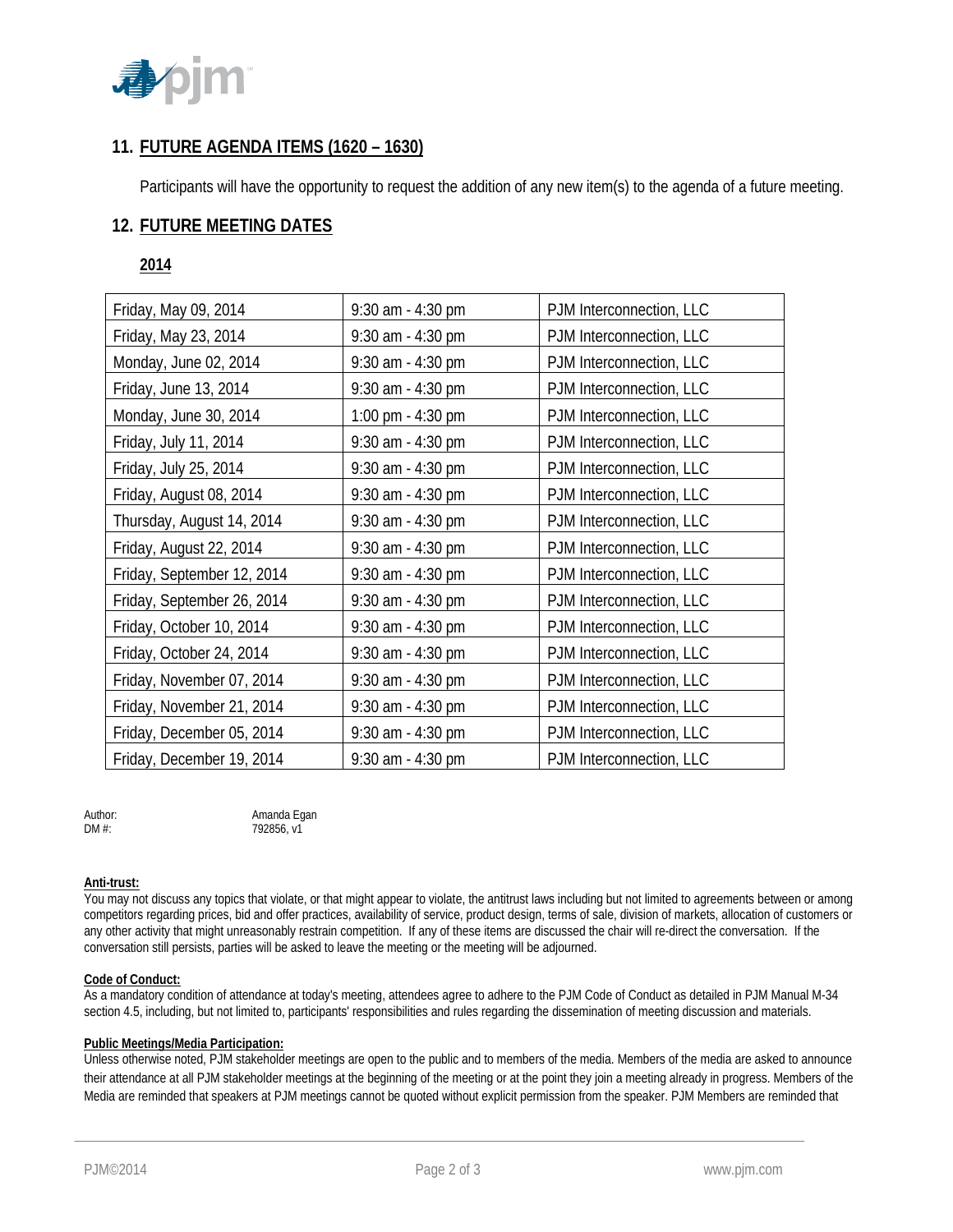## 11. FUTURE AGENDA ITEMS (1620 – 1630)

Participants will have the opportunity to request the addition of any new item(s) to the agenda of a future meeting.

## 12. FUTURE MEETING DATES

**2014**

| | | |
|---|---|---|
| Friday, May 09, 2014 | 9:30 am - 4:30 pm | PJM Interconnection, LLC |
| Friday, May 23, 2014 | 9:30 am - 4:30 pm | PJM Interconnection, LLC |
| Monday, June 02, 2014 | 9:30 am - 4:30 pm | PJM Interconnection, LLC |
| Friday, June 13, 2014 | 9:30 am - 4:30 pm | PJM Interconnection, LLC |
| Monday, June 30, 2014 | 1:00 pm - 4:30 pm | PJM Interconnection, LLC |
| Friday, July 11, 2014 | 9:30 am - 4:30 pm | PJM Interconnection, LLC |
| Friday, July 25, 2014 | 9:30 am - 4:30 pm | PJM Interconnection, LLC |
| Friday, August 08, 2014 | 9:30 am - 4:30 pm | PJM Interconnection, LLC |
| Thursday, August 14, 2014 | 9:30 am - 4:30 pm | PJM Interconnection, LLC |
| Friday, August 22, 2014 | 9:30 am - 4:30 pm | PJM Interconnection, LLC |
| Friday, September 12, 2014 | 9:30 am - 4:30 pm | PJM Interconnection, LLC |
| Friday, September 26, 2014 | 9:30 am - 4:30 pm | PJM Interconnection, LLC |
| Friday, October 10, 2014 | 9:30 am - 4:30 pm | PJM Interconnection, LLC |
| Friday, October 24, 2014 | 9:30 am - 4:30 pm | PJM Interconnection, LLC |
| Friday, November 07, 2014 | 9:30 am - 4:30 pm | PJM Interconnection, LLC |
| Friday, November 21, 2014 | 9:30 am - 4:30 pm | PJM Interconnection, LLC |
| Friday, December 05, 2014 | 9:30 am - 4:30 pm | PJM Interconnection, LLC |
| Friday, December 19, 2014 | 9:30 am - 4:30 pm | PJM Interconnection, LLC |

Author: Amanda Egan
DM #: 792856, v1

**Anti-trust:**
You may not discuss any topics that violate, or that might appear to violate, the antitrust laws including but not limited to agreements between or among competitors regarding prices, bid and offer practices, availability of service, product design, terms of sale, division of markets, allocation of customers or any other activity that might unreasonably restrain competition. If any of these items are discussed the chair will re-direct the conversation. If the conversation still persists, parties will be asked to leave the meeting or the meeting will be adjourned.

**Code of Conduct:**
As a mandatory condition of attendance at today's meeting, attendees agree to adhere to the PJM Code of Conduct as detailed in PJM Manual M-34 section 4.5, including, but not limited to, participants' responsibilities and rules regarding the dissemination of meeting discussion and materials.

**Public Meetings/Media Participation:**
Unless otherwise noted, PJM stakeholder meetings are open to the public and to members of the media. Members of the media are asked to announce their attendance at all PJM stakeholder meetings at the beginning of the meeting or at the point they join a meeting already in progress. Members of the Media are reminded that speakers at PJM meetings cannot be quoted without explicit permission from the speaker. PJM Members are reminded that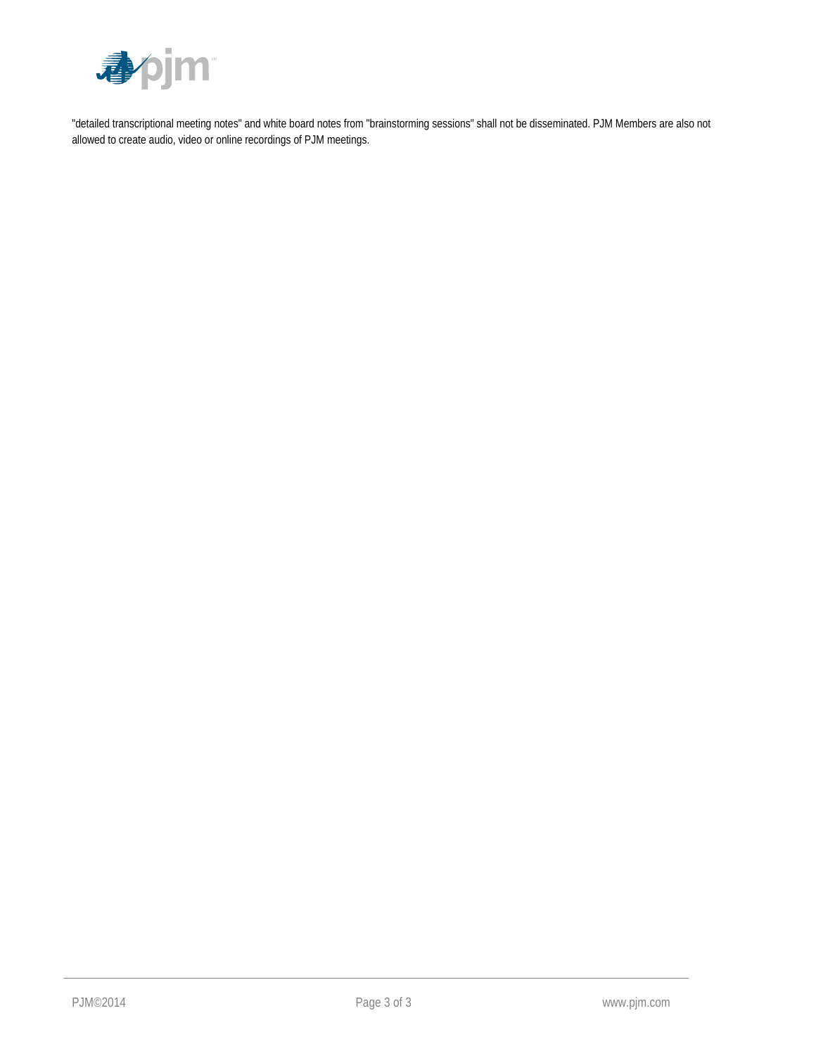"detailed transcriptional meeting notes" and white board notes from "brainstorming sessions" shall not be disseminated. PJM Members are also not allowed to create audio, video or online recordings of PJM meetings.